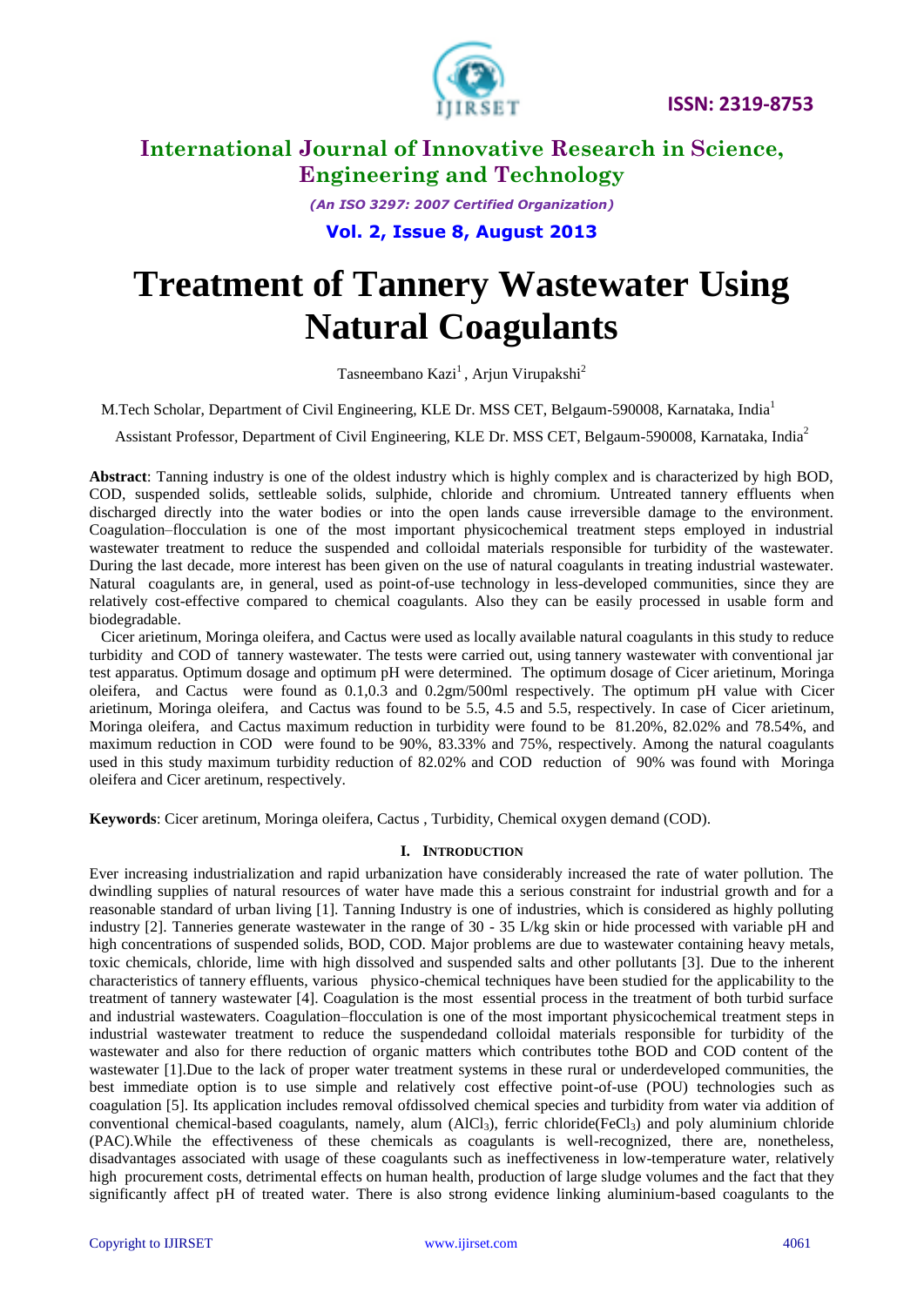# Treatment of Tannery Wastewater Using Natural Coagulants

Tasneembano Kazi[1], Arjun Virupakshi[2]

M.Tech Scholar, Department of Civil Engineering, KLE Dr. MSS CET, Belgaum-590008, Karnataka, India[1]

Assistant Professor, Department of Civil Engineering, KLE Dr. MSS CET, Belgaum-590008, Karnataka, India[2]

**Abstract**: Tanning industry is one of the oldest industry which is highly complex and is characterized by high BOD, COD, suspended solids, settleable solids, sulphide, chloride and chromium. Untreated tannery effluents when discharged directly into the water bodies or into the open lands cause irreversible damage to the environment. Coagulation–flocculation is one of the most important physicochemical treatment steps employed in industrial wastewater treatment to reduce the suspended and colloidal materials responsible for turbidity of the wastewater. During the last decade, more interest has been given on the use of natural coagulants in treating industrial wastewater. Natural coagulants are, in general, used as point-of-use technology in less-developed communities, since they are relatively cost-effective compared to chemical coagulants. Also they can be easily processed in usable form and biodegradable.

Cicer arietinum, Moringa oleifera, and Cactus were used as locally available natural coagulants in this study to reduce turbidity and COD of tannery wastewater. The tests were carried out, using tannery wastewater with conventional jar test apparatus. Optimum dosage and optimum pH were determined. The optimum dosage of Cicer arietinum, Moringa oleifera, and Cactus were found as 0.1,0.3 and 0.2gm/500ml respectively. The optimum pH value with Cicer arietinum, Moringa oleifera, and Cactus was found to be 5.5, 4.5 and 5.5, respectively. In case of Cicer arietinum, Moringa oleifera, and Cactus maximum reduction in turbidity were found to be 81.20%, 82.02% and 78.54%, and maximum reduction in COD were found to be 90%, 83.33% and 75%, respectively. Among the natural coagulants used in this study maximum turbidity reduction of 82.02% and COD reduction of 90% was found with Moringa oleifera and Cicer aretinum, respectively.

**Keywords**: Cicer aretinum, Moringa oleifera, Cactus , Turbidity, Chemical oxygen demand (COD).

## I. INTRODUCTION

Ever increasing industrialization and rapid urbanization have considerably increased the rate of water pollution. The dwindling supplies of natural resources of water have made this a serious constraint for industrial growth and for a reasonable standard of urban living [1]. Tanning Industry is one of industries, which is considered as highly polluting industry [2]. Tanneries generate wastewater in the range of 30 - 35 L/kg skin or hide processed with variable pH and high concentrations of suspended solids, BOD, COD. Major problems are due to wastewater containing heavy metals, toxic chemicals, chloride, lime with high dissolved and suspended salts and other pollutants [3]. Due to the inherent characteristics of tannery effluents, various physico-chemical techniques have been studied for the applicability to the treatment of tannery wastewater [4]. Coagulation is the most essential process in the treatment of both turbid surface and industrial wastewaters. Coagulation–flocculation is one of the most important physicochemical treatment steps in industrial wastewater treatment to reduce the suspendedand colloidal materials responsible for turbidity of the wastewater and also for there reduction of organic matters which contributes tothe BOD and COD content of the wastewater [1].Due to the lack of proper water treatment systems in these rural or underdeveloped communities, the best immediate option is to use simple and relatively cost effective point-of-use (POU) technologies such as coagulation [5]. Its application includes removal ofdissolved chemical species and turbidity from water via addition of conventional chemical-based coagulants, namely, alum ($AlCl_3$), ferric chloride($FeCl_3$) and poly aluminium chloride (PAC).While the effectiveness of these chemicals as coagulants is well-recognized, there are, nonetheless, disadvantages associated with usage of these coagulants such as ineffectiveness in low-temperature water, relatively high procurement costs, detrimental effects on human health, production of large sludge volumes and the fact that they significantly affect pH of treated water. There is also strong evidence linking aluminium-based coagulants to the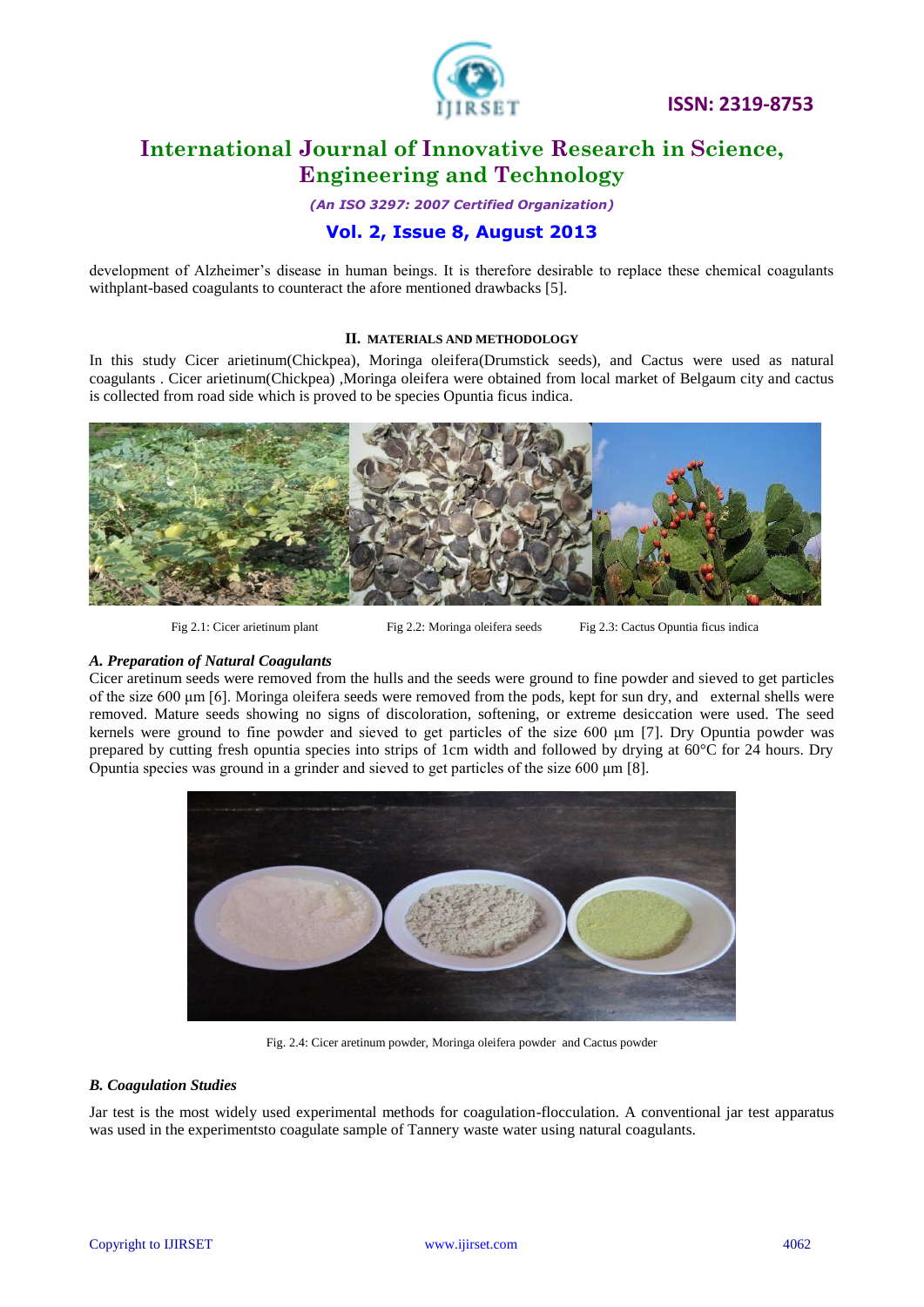development of Alzheimer's disease in human beings. It is therefore desirable to replace these chemical coagulants withplant-based coagulants to counteract the afore mentioned drawbacks [5].

## II. MATERIALS AND METHODOLOGY

In this study Cicer arietinum(Chickpea), Moringa oleifera(Drumstick seeds), and Cactus were used as natural coagulants . Cicer arietinum(Chickpea) ,Moringa oleifera were obtained from local market of Belgaum city and cactus is collected from road side which is proved to be species Opuntia ficus indica.

Fig 2.1: Cicer arietinum plant    Fig 2.2: Moringa oleifera seeds    Fig 2.3: Cactus Opuntia ficus indica

### *A. Preparation of Natural Coagulants*

Cicer aretinum seeds were removed from the hulls and the seeds were ground to fine powder and sieved to get particles of the size 600 µm [6]. Moringa oleifera seeds were removed from the pods, kept for sun dry, and external shells were removed. Mature seeds showing no signs of discoloration, softening, or extreme desiccation were used. The seed kernels were ground to fine powder and sieved to get particles of the size 600 µm [7]. Dry Opuntia powder was prepared by cutting fresh opuntia species into strips of 1cm width and followed by drying at 60°C for 24 hours. Dry Opuntia species was ground in a grinder and sieved to get particles of the size 600 µm [8].

Fig. 2.4: Cicer aretinum powder, Moringa oleifera powder and Cactus powder

### *B. Coagulation Studies*

Jar test is the most widely used experimental methods for coagulation-flocculation. A conventional jar test apparatus was used in the experimentsto coagulate sample of Tannery waste water using natural coagulants.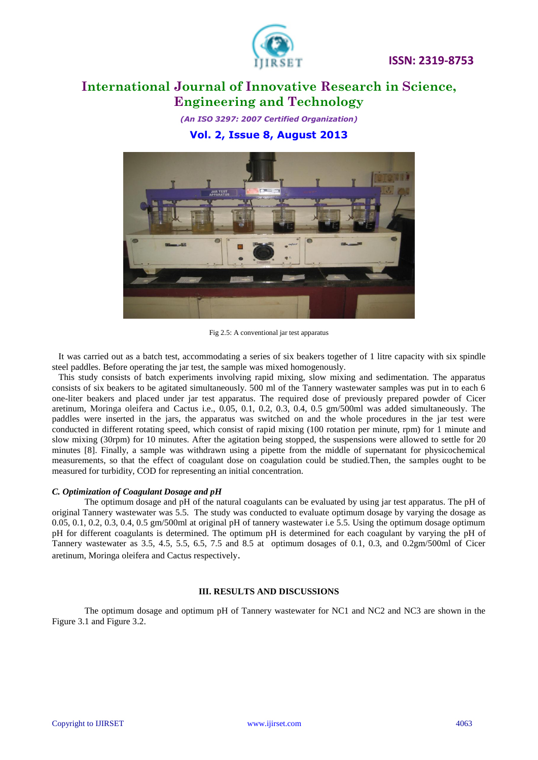Fig 2.5: A conventional jar test apparatus

It was carried out as a batch test, accommodating a series of six beakers together of 1 litre capacity with six spindle steel paddles. Before operating the jar test, the sample was mixed homogenously.

This study consists of batch experiments involving rapid mixing, slow mixing and sedimentation. The apparatus consists of six beakers to be agitated simultaneously. 500 ml of the Tannery wastewater samples was put in to each 6 one-liter beakers and placed under jar test apparatus. The required dose of previously prepared powder of Cicer aretinum, Moringa oleifera and Cactus i.e., 0.05, 0.1, 0.2, 0.3, 0.4, 0.5 gm/500ml was added simultaneously. The paddles were inserted in the jars, the apparatus was switched on and the whole procedures in the jar test were conducted in different rotating speed, which consist of rapid mixing (100 rotation per minute, rpm) for 1 minute and slow mixing (30rpm) for 10 minutes. After the agitation being stopped, the suspensions were allowed to settle for 20 minutes [8]. Finally, a sample was withdrawn using a pipette from the middle of supernatant for physicochemical measurements, so that the effect of coagulant dose on coagulation could be studied.Then, the samples ought to be measured for turbidity, COD for representing an initial concentration.

### *C. Optimization of Coagulant Dosage and pH*

The optimum dosage and pH of the natural coagulants can be evaluated by using jar test apparatus. The pH of original Tannery wastewater was 5.5. The study was conducted to evaluate optimum dosage by varying the dosage as 0.05, 0.1, 0.2, 0.3, 0.4, 0.5 gm/500ml at original pH of tannery wastewater i.e 5.5. Using the optimum dosage optimum pH for different coagulants is determined. The optimum pH is determined for each coagulant by varying the pH of Tannery wastewater as 3.5, 4.5, 5.5, 6.5, 7.5 and 8.5 at optimum dosages of 0.1, 0.3, and 0.2gm/500ml of Cicer aretinum, Moringa oleifera and Cactus respectively.

## III. RESULTS AND DISCUSSIONS

The optimum dosage and optimum pH of Tannery wastewater for NC1 and NC2 and NC3 are shown in the Figure 3.1 and Figure 3.2.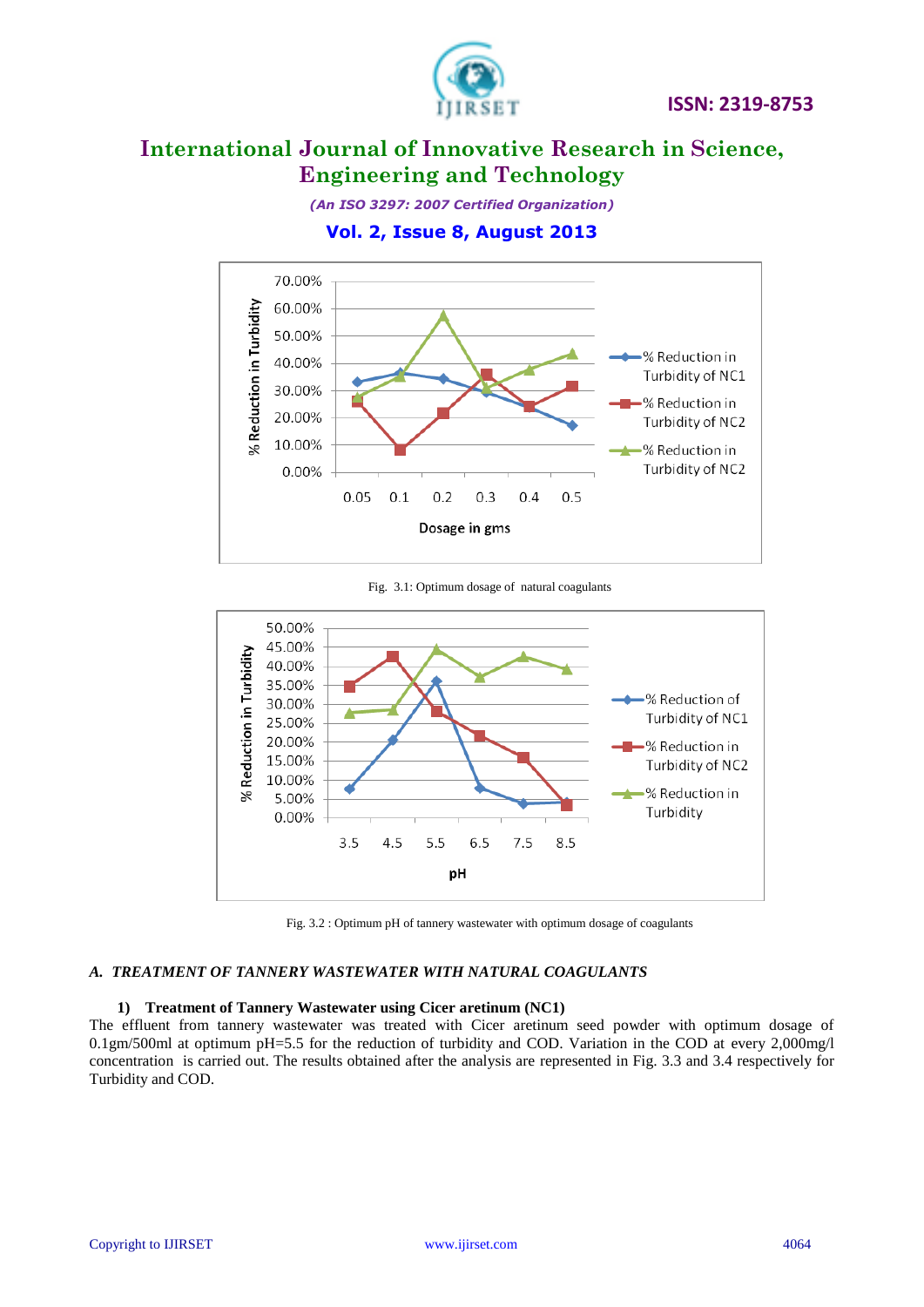Fig. 3.1: Optimum dosage of natural coagulants

Fig. 3.2 : Optimum pH of tannery wastewater with optimum dosage of coagulants

### *A. TREATMENT OF TANNERY WASTEWATER WITH NATURAL COAGULANTS*

#### 1) Treatment of Tannery Wastewater using Cicer aretinum (NC1)

The effluent from tannery wastewater was treated with Cicer aretinum seed powder with optimum dosage of 0.1gm/500ml at optimum pH=5.5 for the reduction of turbidity and COD. Variation in the COD at every 2,000mg/l concentration is carried out. The results obtained after the analysis are represented in Fig. 3.3 and 3.4 respectively for Turbidity and COD.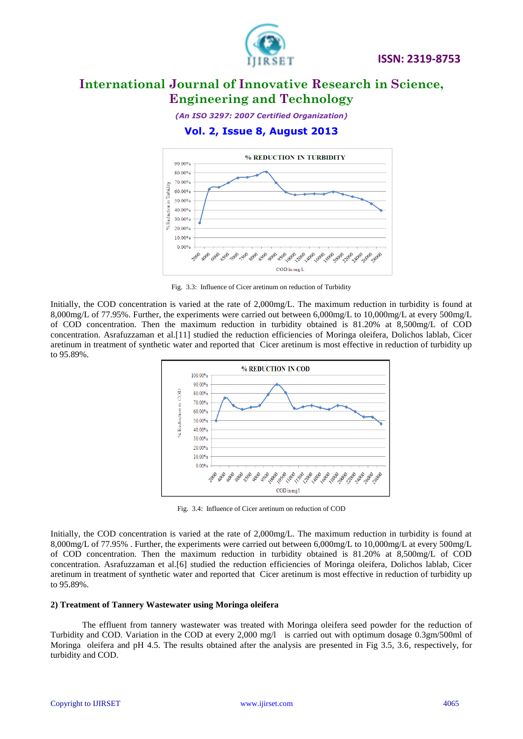Fig. 3.3: Influence of Cicer aretinum on reduction of Turbidity

Initially, the COD concentration is varied at the rate of 2,000mg/L. The maximum reduction in turbidity is found at 8,000mg/L of 77.95%. Further, the experiments were carried out between 6,000mg/L to 10,000mg/L at every 500mg/L of COD concentration. Then the maximum reduction in turbidity obtained is 81.20% at 8,500mg/L of COD concentration. Asrafuzzaman et al.[11] studied the reduction efficiencies of Moringa oleifera, Dolichos lablab, Cicer aretinum in treatment of synthetic water and reported that Cicer aretinum is most effective in reduction of turbidity up to 95.89%.

Fig. 3.4: Influence of Cicer aretinum on reduction of COD

Initially, the COD concentration is varied at the rate of 2,000mg/L. The maximum reduction in turbidity is found at 8,000mg/L of 77.95% . Further, the experiments were carried out between 6,000mg/L to 10,000mg/L at every 500mg/L of COD concentration. Then the maximum reduction in turbidity obtained is 81.20% at 8,500mg/L of COD concentration. Asrafuzzaman et al.[6] studied the reduction efficiencies of Moringa oleifera, Dolichos lablab, Cicer aretinum in treatment of synthetic water and reported that Cicer aretinum is most effective in reduction of turbidity up to 95.89%.

**2) Treatment of Tannery Wastewater using Moringa oleifera**

The effluent from tannery wastewater was treated with Moringa oleifera seed powder for the reduction of Turbidity and COD. Variation in the COD at every 2,000 mg/l is carried out with optimum dosage 0.3gm/500ml of Moringa oleifera and pH 4.5. The results obtained after the analysis are presented in Fig 3.5, 3.6, respectively, for turbidity and COD.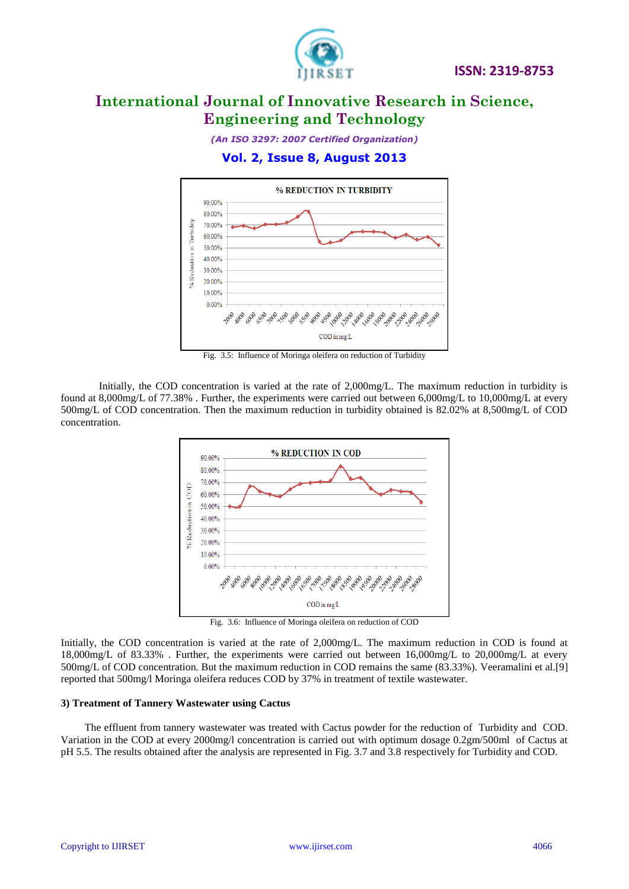Fig. 3.5: Influence of Moringa oleifera on reduction of Turbidity

Initially, the COD concentration is varied at the rate of 2,000mg/L. The maximum reduction in turbidity is found at 8,000mg/L of 77.38% . Further, the experiments were carried out between 6,000mg/L to 10,000mg/L at every 500mg/L of COD concentration. Then the maximum reduction in turbidity obtained is 82.02% at 8,500mg/L of COD concentration.

Fig. 3.6: Influence of Moringa oleifera on reduction of COD

Initially, the COD concentration is varied at the rate of 2,000mg/L. The maximum reduction in COD is found at 18,000mg/L of 83.33% . Further, the experiments were carried out between 16,000mg/L to 20,000mg/L at every 500mg/L of COD concentration. But the maximum reduction in COD remains the same (83.33%). Veeramalini et al.[9] reported that 500mg/l Moringa oleifera reduces COD by 37% in treatment of textile wastewater.

### 3) Treatment of Tannery Wastewater using Cactus

The effluent from tannery wastewater was treated with Cactus powder for the reduction of Turbidity and COD. Variation in the COD at every 2000mg/l concentration is carried out with optimum dosage 0.2gm/500ml of Cactus at pH 5.5. The results obtained after the analysis are represented in Fig. 3.7 and 3.8 respectively for Turbidity and COD.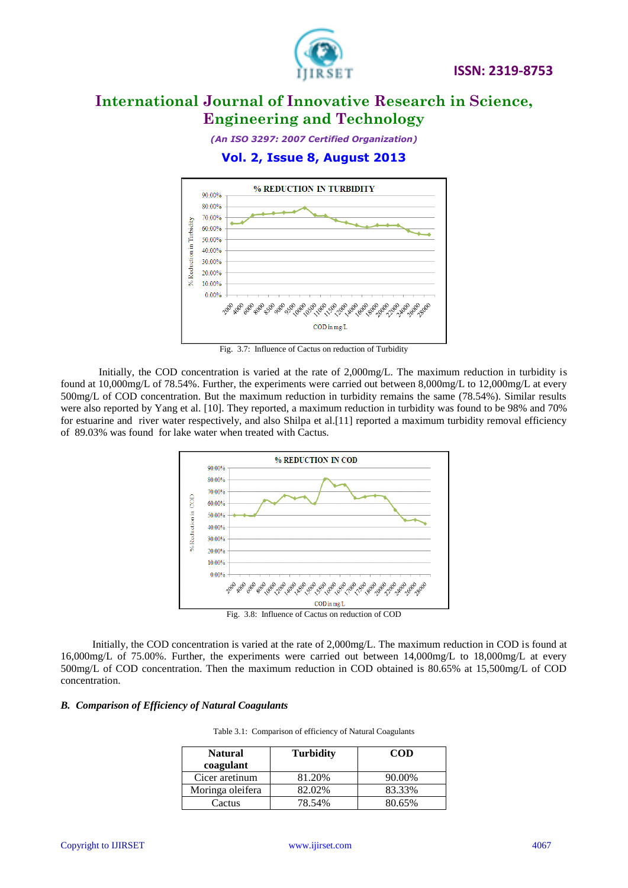Fig. 3.7: Influence of Cactus on reduction of Turbidity

Initially, the COD concentration is varied at the rate of 2,000mg/L. The maximum reduction in turbidity is found at 10,000mg/L of 78.54%. Further, the experiments were carried out between 8,000mg/L to 12,000mg/L at every 500mg/L of COD concentration. But the maximum reduction in turbidity remains the same (78.54%). Similar results were also reported by Yang et al. [10]. They reported, a maximum reduction in turbidity was found to be 98% and 70% for estuarine and river water respectively, and also Shilpa et al.[11] reported a maximum turbidity removal efficiency of 89.03% was found for lake water when treated with Cactus.

Fig. 3.8: Influence of Cactus on reduction of COD

Initially, the COD concentration is varied at the rate of 2,000mg/L. The maximum reduction in COD is found at 16,000mg/L of 75.00%. Further, the experiments were carried out between 14,000mg/L to 18,000mg/L at every 500mg/L of COD concentration. Then the maximum reduction in COD obtained is 80.65% at 15,500mg/L of COD concentration.

### *B. Comparison of Efficiency of Natural Coagulants*

Table 3.1: Comparison of efficiency of Natural Coagulants

| Natural coagulant | Turbidity | COD |
|---|---|---|
| Cicer aretinum | 81.20% | 90.00% |
| Moringa oleifera | 82.02% | 83.33% |
| Cactus | 78.54% | 80.65% |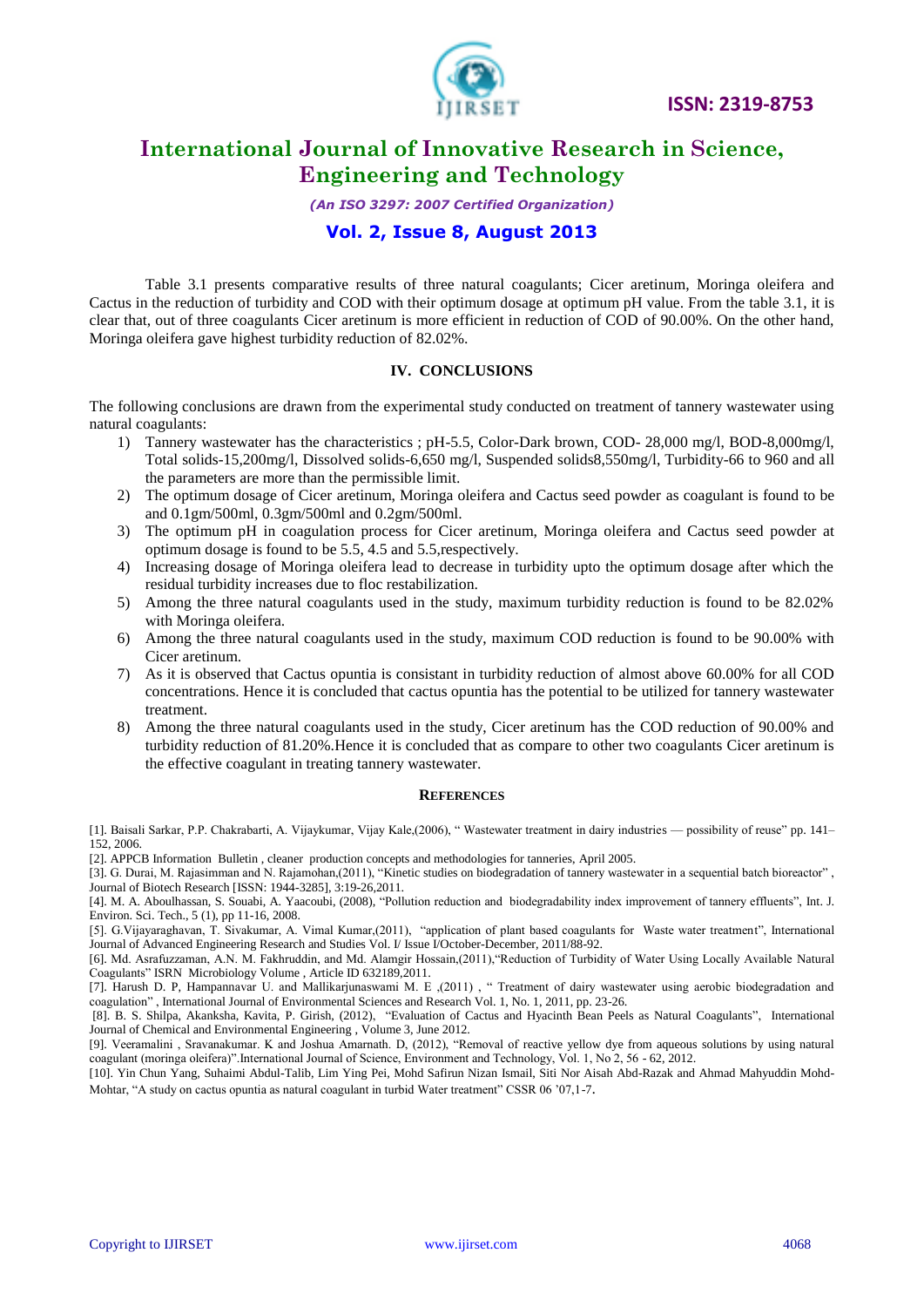Table 3.1 presents comparative results of three natural coagulants; Cicer aretinum, Moringa oleifera and Cactus in the reduction of turbidity and COD with their optimum dosage at optimum pH value. From the table 3.1, it is clear that, out of three coagulants Cicer aretinum is more efficient in reduction of COD of 90.00%. On the other hand, Moringa oleifera gave highest turbidity reduction of 82.02%.

## IV. CONCLUSIONS

The following conclusions are drawn from the experimental study conducted on treatment of tannery wastewater using natural coagulants:

1) Tannery wastewater has the characteristics ; pH-5.5, Color-Dark brown, COD- 28,000 mg/l, BOD-8,000mg/l, Total solids-15,200mg/l, Dissolved solids-6,650 mg/l, Suspended solids8,550mg/l, Turbidity-66 to 960 and all the parameters are more than the permissible limit.
2) The optimum dosage of Cicer aretinum, Moringa oleifera and Cactus seed powder as coagulant is found to be and 0.1gm/500ml, 0.3gm/500ml and 0.2gm/500ml.
3) The optimum pH in coagulation process for Cicer aretinum, Moringa oleifera and Cactus seed powder at optimum dosage is found to be 5.5, 4.5 and 5.5,respectively.
4) Increasing dosage of Moringa oleifera lead to decrease in turbidity upto the optimum dosage after which the residual turbidity increases due to floc restabilization.
5) Among the three natural coagulants used in the study, maximum turbidity reduction is found to be 82.02% with Moringa oleifera.
6) Among the three natural coagulants used in the study, maximum COD reduction is found to be 90.00% with Cicer aretinum.
7) As it is observed that Cactus opuntia is consistant in turbidity reduction of almost above 60.00% for all COD concentrations. Hence it is concluded that cactus opuntia has the potential to be utilized for tannery wastewater treatment.
8) Among the three natural coagulants used in the study, Cicer aretinum has the COD reduction of 90.00% and turbidity reduction of 81.20%.Hence it is concluded that as compare to other two coagulants Cicer aretinum is the effective coagulant in treating tannery wastewater.

## REFERENCES

[1]. Baisali Sarkar, P.P. Chakrabarti, A. Vijaykumar, Vijay Kale,(2006), " Wastewater treatment in dairy industries — possibility of reuse" pp. 141–152, 2006.

[2]. APPCB Information Bulletin , cleaner production concepts and methodologies for tanneries, April 2005.

[3]. G. Durai, M. Rajasimman and N. Rajamohan,(2011), "Kinetic studies on biodegradation of tannery wastewater in a sequential batch bioreactor" , Journal of Biotech Research [ISSN: 1944-3285], 3:19-26,2011.

[4]. M. A. Aboulhassan, S. Souabi, A. Yaacoubi, (2008), "Pollution reduction and biodegradability index improvement of tannery effluents", Int. J. Environ. Sci. Tech., 5 (1), pp 11-16, 2008.

[5]. G.Vijayaraghavan, T. Sivakumar, A. Vimal Kumar,(2011), "application of plant based coagulants for Waste water treatment", International Journal of Advanced Engineering Research and Studies Vol. I/ Issue I/October-December, 2011/88-92.

[6]. Md. Asrafuzzaman, A.N. M. Fakhruddin, and Md. Alamgir Hossain,(2011),"Reduction of Turbidity of Water Using Locally Available Natural Coagulants" ISRN Microbiology Volume , Article ID 632189,2011.

[7]. Harush D. P, Hampannavar U. and Mallikarjunaswami M. E ,(2011) , " Treatment of dairy wastewater using aerobic biodegradation and coagulation" , International Journal of Environmental Sciences and Research Vol. 1, No. 1, 2011, pp. 23-26.

[8]. B. S. Shilpa, Akanksha, Kavita, P. Girish, (2012), "Evaluation of Cactus and Hyacinth Bean Peels as Natural Coagulants", International Journal of Chemical and Environmental Engineering , Volume 3, June 2012.

[9]. Veeramalini , Sravanakumar. K and Joshua Amarnath. D, (2012), "Removal of reactive yellow dye from aqueous solutions by using natural coagulant (moringa oleifera)".International Journal of Science, Environment and Technology, Vol. 1, No 2, 56 - 62, 2012.

[10]. Yin Chun Yang, Suhaimi Abdul-Talib, Lim Ying Pei, Mohd Safirun Nizan Ismail, Siti Nor Aisah Abd-Razak and Ahmad Mahyuddin Mohd-Mohtar, "A study on cactus opuntia as natural coagulant in turbid Water treatment" CSSR 06 '07,1-7.